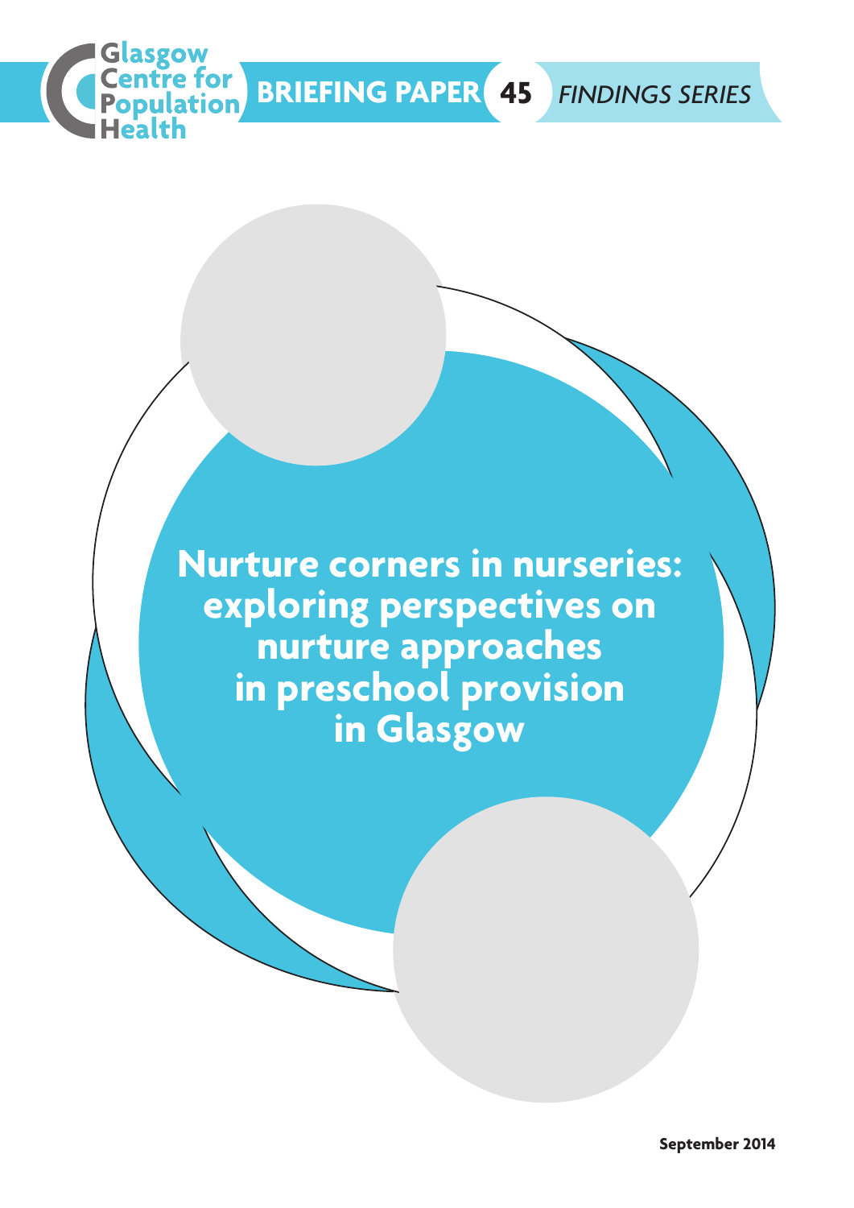Glasgow Centre for Population Health

BRIEFING PAPER 45 *FINDINGS SERIES*

# Nurture corners in nurseries: exploring perspectives on nurture approaches in preschool provision in Glasgow

**September 2014**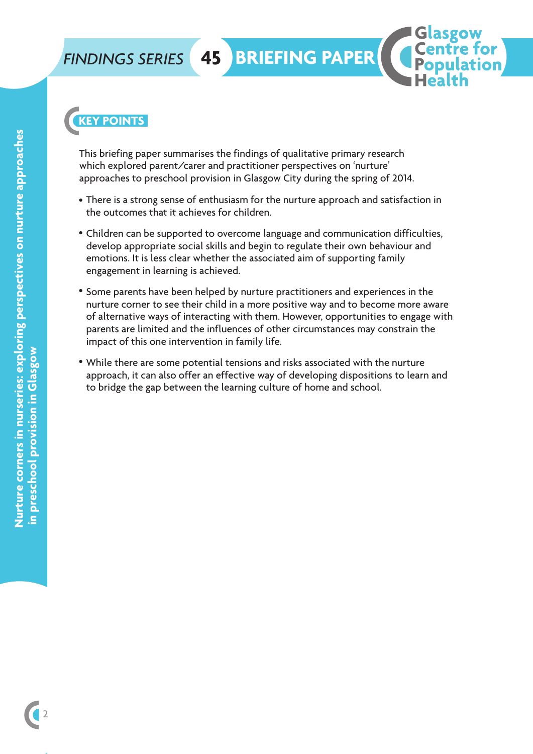## KEY POINTS

This briefing paper summarises the findings of qualitative primary research which explored parent/carer and practitioner perspectives on 'nurture' approaches to preschool provision in Glasgow City during the spring of 2014.

- There is a strong sense of enthusiasm for the nurture approach and satisfaction in the outcomes that it achieves for children.
- Children can be supported to overcome language and communication difficulties, develop appropriate social skills and begin to regulate their own behaviour and emotions. It is less clear whether the associated aim of supporting family engagement in learning is achieved.
- Some parents have been helped by nurture practitioners and experiences in the nurture corner to see their child in a more positive way and to become more aware of alternative ways of interacting with them. However, opportunities to engage with parents are limited and the influences of other circumstances may constrain the impact of this one intervention in family life.
- While there are some potential tensions and risks associated with the nurture approach, it can also offer an effective way of developing dispositions to learn and to bridge the gap between the learning culture of home and school.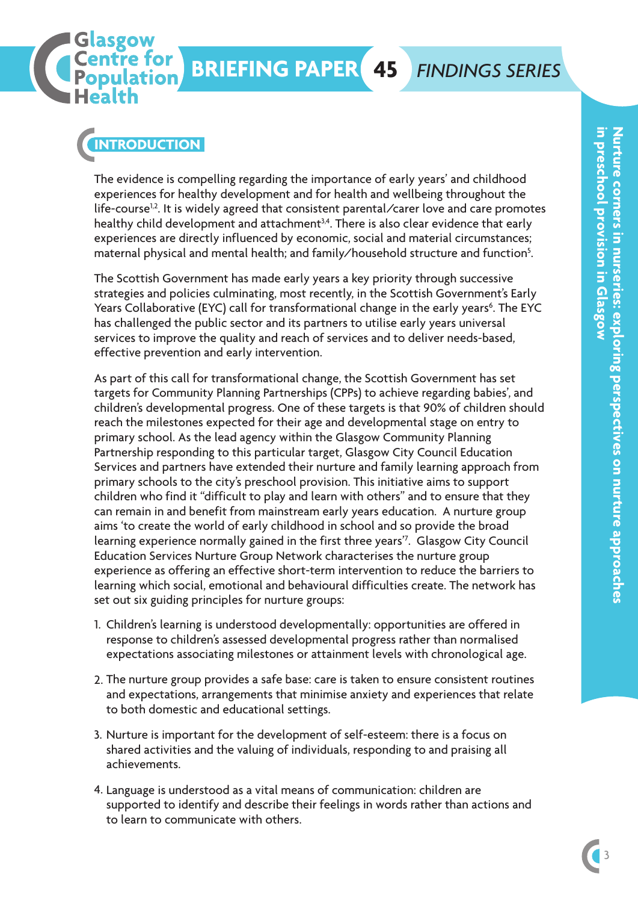## INTRODUCTION

The evidence is compelling regarding the importance of early years' and childhood experiences for healthy development and for health and wellbeing throughout the life-course[1,2]. It is widely agreed that consistent parental/carer love and care promotes healthy child development and attachment[3,4]. There is also clear evidence that early experiences are directly influenced by economic, social and material circumstances; maternal physical and mental health; and family/household structure and function[5].

The Scottish Government has made early years a key priority through successive strategies and policies culminating, most recently, in the Scottish Government's Early Years Collaborative (EYC) call for transformational change in the early years[6]. The EYC has challenged the public sector and its partners to utilise early years universal services to improve the quality and reach of services and to deliver needs-based, effective prevention and early intervention.

As part of this call for transformational change, the Scottish Government has set targets for Community Planning Partnerships (CPPs) to achieve regarding babies', and children's developmental progress. One of these targets is that 90% of children should reach the milestones expected for their age and developmental stage on entry to primary school. As the lead agency within the Glasgow Community Planning Partnership responding to this particular target, Glasgow City Council Education Services and partners have extended their nurture and family learning approach from primary schools to the city's preschool provision. This initiative aims to support children who find it "difficult to play and learn with others" and to ensure that they can remain in and benefit from mainstream early years education. A nurture group aims 'to create the world of early childhood in school and so provide the broad learning experience normally gained in the first three years'[7]. Glasgow City Council Education Services Nurture Group Network characterises the nurture group experience as offering an effective short-term intervention to reduce the barriers to learning which social, emotional and behavioural difficulties create. The network has set out six guiding principles for nurture groups:

1. Children's learning is understood developmentally: opportunities are offered in response to children's assessed developmental progress rather than normalised expectations associating milestones or attainment levels with chronological age.
2. The nurture group provides a safe base: care is taken to ensure consistent routines and expectations, arrangements that minimise anxiety and experiences that relate to both domestic and educational settings.
3. Nurture is important for the development of self-esteem: there is a focus on shared activities and the valuing of individuals, responding to and praising all achievements.
4. Language is understood as a vital means of communication: children are supported to identify and describe their feelings in words rather than actions and to learn to communicate with others.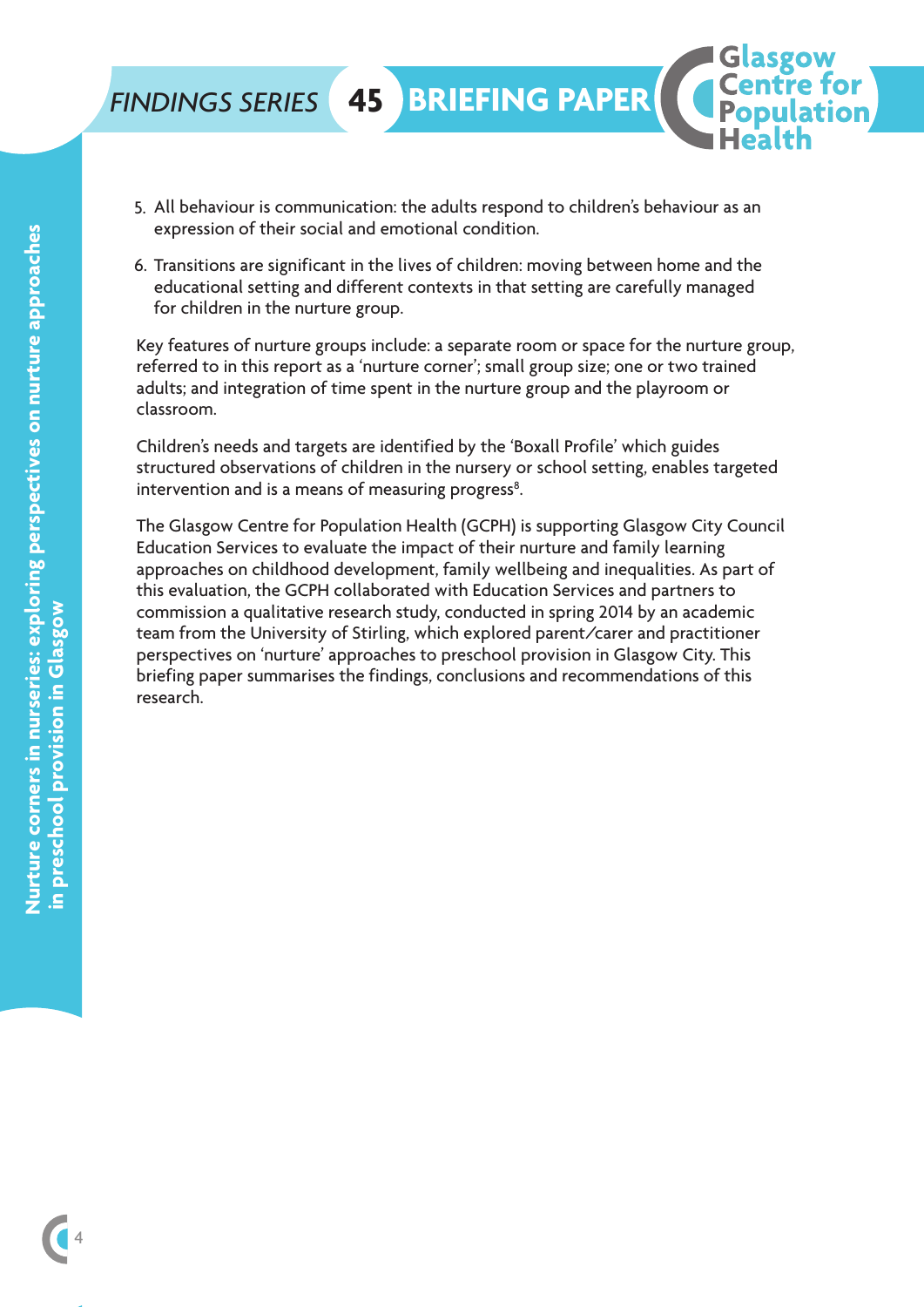5. All behaviour is communication: the adults respond to children's behaviour as an expression of their social and emotional condition.
6. Transitions are significant in the lives of children: moving between home and the educational setting and different contexts in that setting are carefully managed for children in the nurture group.

Key features of nurture groups include: a separate room or space for the nurture group, referred to in this report as a 'nurture corner'; small group size; one or two trained adults; and integration of time spent in the nurture group and the playroom or classroom.

Children's needs and targets are identified by the 'Boxall Profile' which guides structured observations of children in the nursery or school setting, enables targeted intervention and is a means of measuring progress[8].

The Glasgow Centre for Population Health (GCPH) is supporting Glasgow City Council Education Services to evaluate the impact of their nurture and family learning approaches on childhood development, family wellbeing and inequalities. As part of this evaluation, the GCPH collaborated with Education Services and partners to commission a qualitative research study, conducted in spring 2014 by an academic team from the University of Stirling, which explored parent/carer and practitioner perspectives on 'nurture' approaches to preschool provision in Glasgow City. This briefing paper summarises the findings, conclusions and recommendations of this research.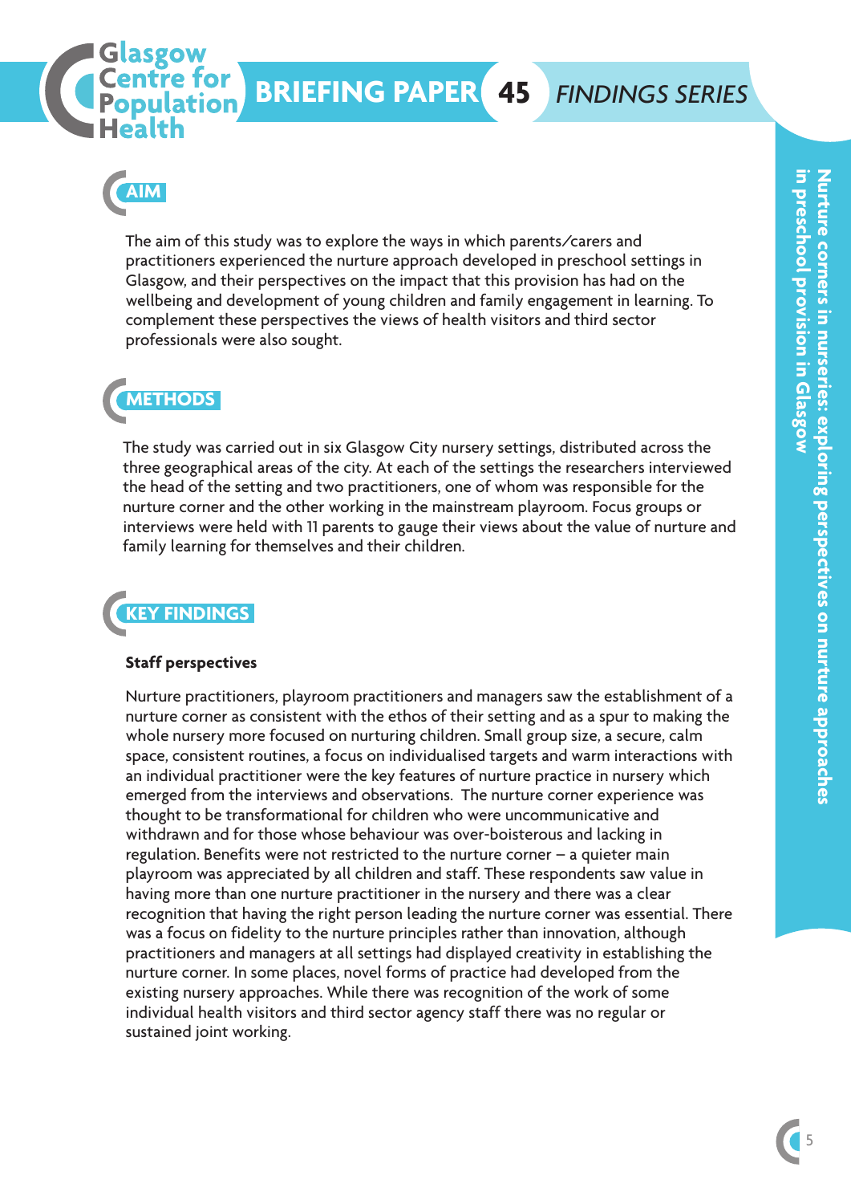## AIM

The aim of this study was to explore the ways in which parents/carers and practitioners experienced the nurture approach developed in preschool settings in Glasgow, and their perspectives on the impact that this provision has had on the wellbeing and development of young children and family engagement in learning. To complement these perspectives the views of health visitors and third sector professionals were also sought.

## METHODS

The study was carried out in six Glasgow City nursery settings, distributed across the three geographical areas of the city. At each of the settings the researchers interviewed the head of the setting and two practitioners, one of whom was responsible for the nurture corner and the other working in the mainstream playroom. Focus groups or interviews were held with 11 parents to gauge their views about the value of nurture and family learning for themselves and their children.

## KEY FINDINGS

### Staff perspectives

Nurture practitioners, playroom practitioners and managers saw the establishment of a nurture corner as consistent with the ethos of their setting and as a spur to making the whole nursery more focused on nurturing children. Small group size, a secure, calm space, consistent routines, a focus on individualised targets and warm interactions with an individual practitioner were the key features of nurture practice in nursery which emerged from the interviews and observations. The nurture corner experience was thought to be transformational for children who were uncommunicative and withdrawn and for those whose behaviour was over-boisterous and lacking in regulation. Benefits were not restricted to the nurture corner – a quieter main playroom was appreciated by all children and staff. These respondents saw value in having more than one nurture practitioner in the nursery and there was a clear recognition that having the right person leading the nurture corner was essential. There was a focus on fidelity to the nurture principles rather than innovation, although practitioners and managers at all settings had displayed creativity in establishing the nurture corner. In some places, novel forms of practice had developed from the existing nursery approaches. While there was recognition of the work of some individual health visitors and third sector agency staff there was no regular or sustained joint working.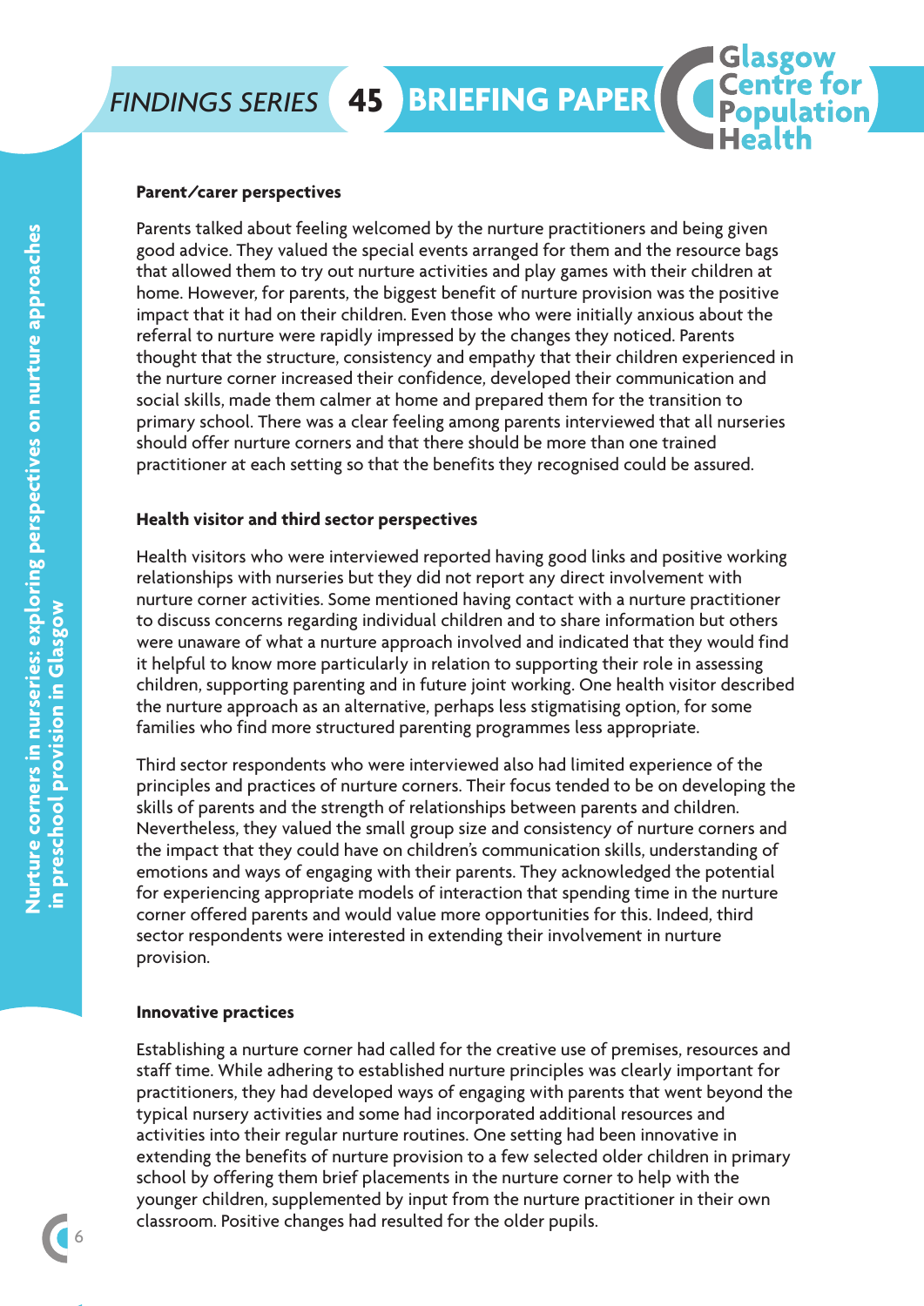### Parent/carer perspectives

Parents talked about feeling welcomed by the nurture practitioners and being given good advice. They valued the special events arranged for them and the resource bags that allowed them to try out nurture activities and play games with their children at home. However, for parents, the biggest benefit of nurture provision was the positive impact that it had on their children. Even those who were initially anxious about the referral to nurture were rapidly impressed by the changes they noticed. Parents thought that the structure, consistency and empathy that their children experienced in the nurture corner increased their confidence, developed their communication and social skills, made them calmer at home and prepared them for the transition to primary school. There was a clear feeling among parents interviewed that all nurseries should offer nurture corners and that there should be more than one trained practitioner at each setting so that the benefits they recognised could be assured.

### Health visitor and third sector perspectives

Health visitors who were interviewed reported having good links and positive working relationships with nurseries but they did not report any direct involvement with nurture corner activities. Some mentioned having contact with a nurture practitioner to discuss concerns regarding individual children and to share information but others were unaware of what a nurture approach involved and indicated that they would find it helpful to know more particularly in relation to supporting their role in assessing children, supporting parenting and in future joint working. One health visitor described the nurture approach as an alternative, perhaps less stigmatising option, for some families who find more structured parenting programmes less appropriate.

Third sector respondents who were interviewed also had limited experience of the principles and practices of nurture corners. Their focus tended to be on developing the skills of parents and the strength of relationships between parents and children. Nevertheless, they valued the small group size and consistency of nurture corners and the impact that they could have on children's communication skills, understanding of emotions and ways of engaging with their parents. They acknowledged the potential for experiencing appropriate models of interaction that spending time in the nurture corner offered parents and would value more opportunities for this. Indeed, third sector respondents were interested in extending their involvement in nurture provision.

### Innovative practices

Establishing a nurture corner had called for the creative use of premises, resources and staff time. While adhering to established nurture principles was clearly important for practitioners, they had developed ways of engaging with parents that went beyond the typical nursery activities and some had incorporated additional resources and activities into their regular nurture routines. One setting had been innovative in extending the benefits of nurture provision to a few selected older children in primary school by offering them brief placements in the nurture corner to help with the younger children, supplemented by input from the nurture practitioner in their own classroom. Positive changes had resulted for the older pupils.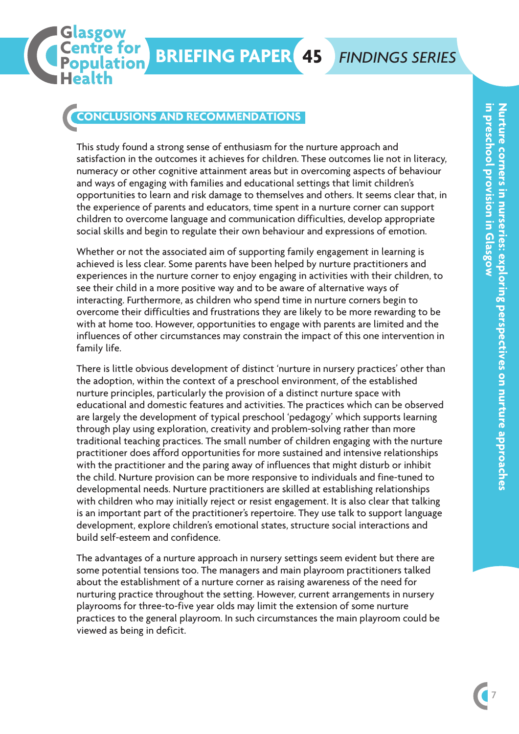## CONCLUSIONS AND RECOMMENDATIONS

This study found a strong sense of enthusiasm for the nurture approach and satisfaction in the outcomes it achieves for children. These outcomes lie not in literacy, numeracy or other cognitive attainment areas but in overcoming aspects of behaviour and ways of engaging with families and educational settings that limit children's opportunities to learn and risk damage to themselves and others. It seems clear that, in the experience of parents and educators, time spent in a nurture corner can support children to overcome language and communication difficulties, develop appropriate social skills and begin to regulate their own behaviour and expressions of emotion.

Whether or not the associated aim of supporting family engagement in learning is achieved is less clear. Some parents have been helped by nurture practitioners and experiences in the nurture corner to enjoy engaging in activities with their children, to see their child in a more positive way and to be aware of alternative ways of interacting. Furthermore, as children who spend time in nurture corners begin to overcome their difficulties and frustrations they are likely to be more rewarding to be with at home too. However, opportunities to engage with parents are limited and the influences of other circumstances may constrain the impact of this one intervention in family life.

There is little obvious development of distinct 'nurture in nursery practices' other than the adoption, within the context of a preschool environment, of the established nurture principles, particularly the provision of a distinct nurture space with educational and domestic features and activities. The practices which can be observed are largely the development of typical preschool 'pedagogy' which supports learning through play using exploration, creativity and problem-solving rather than more traditional teaching practices. The small number of children engaging with the nurture practitioner does afford opportunities for more sustained and intensive relationships with the practitioner and the paring away of influences that might disturb or inhibit the child. Nurture provision can be more responsive to individuals and fine-tuned to developmental needs. Nurture practitioners are skilled at establishing relationships with children who may initially reject or resist engagement. It is also clear that talking is an important part of the practitioner's repertoire. They use talk to support language development, explore children's emotional states, structure social interactions and build self-esteem and confidence.

The advantages of a nurture approach in nursery settings seem evident but there are some potential tensions too. The managers and main playroom practitioners talked about the establishment of a nurture corner as raising awareness of the need for nurturing practice throughout the setting. However, current arrangements in nursery playrooms for three-to-five year olds may limit the extension of some nurture practices to the general playroom. In such circumstances the main playroom could be viewed as being in deficit.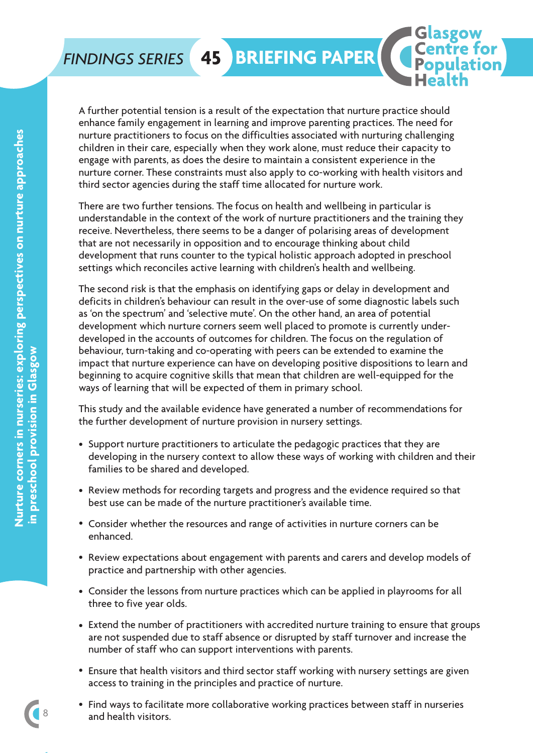A further potential tension is a result of the expectation that nurture practice should enhance family engagement in learning and improve parenting practices. The need for nurture practitioners to focus on the difficulties associated with nurturing challenging children in their care, especially when they work alone, must reduce their capacity to engage with parents, as does the desire to maintain a consistent experience in the nurture corner. These constraints must also apply to co-working with health visitors and third sector agencies during the staff time allocated for nurture work.

There are two further tensions. The focus on health and wellbeing in particular is understandable in the context of the work of nurture practitioners and the training they receive. Nevertheless, there seems to be a danger of polarising areas of development that are not necessarily in opposition and to encourage thinking about child development that runs counter to the typical holistic approach adopted in preschool settings which reconciles active learning with children's health and wellbeing.

The second risk is that the emphasis on identifying gaps or delay in development and deficits in children's behaviour can result in the over-use of some diagnostic labels such as 'on the spectrum' and 'selective mute'. On the other hand, an area of potential development which nurture corners seem well placed to promote is currently under-developed in the accounts of outcomes for children. The focus on the regulation of behaviour, turn-taking and co-operating with peers can be extended to examine the impact that nurture experience can have on developing positive dispositions to learn and beginning to acquire cognitive skills that mean that children are well-equipped for the ways of learning that will be expected of them in primary school.

This study and the available evidence have generated a number of recommendations for the further development of nurture provision in nursery settings.

- Support nurture practitioners to articulate the pedagogic practices that they are developing in the nursery context to allow these ways of working with children and their families to be shared and developed.
- Review methods for recording targets and progress and the evidence required so that best use can be made of the nurture practitioner's available time.
- Consider whether the resources and range of activities in nurture corners can be enhanced.
- Review expectations about engagement with parents and carers and develop models of practice and partnership with other agencies.
- Consider the lessons from nurture practices which can be applied in playrooms for all three to five year olds.
- Extend the number of practitioners with accredited nurture training to ensure that groups are not suspended due to staff absence or disrupted by staff turnover and increase the number of staff who can support interventions with parents.
- Ensure that health visitors and third sector staff working with nursery settings are given access to training in the principles and practice of nurture.
- Find ways to facilitate more collaborative working practices between staff in nurseries and health visitors.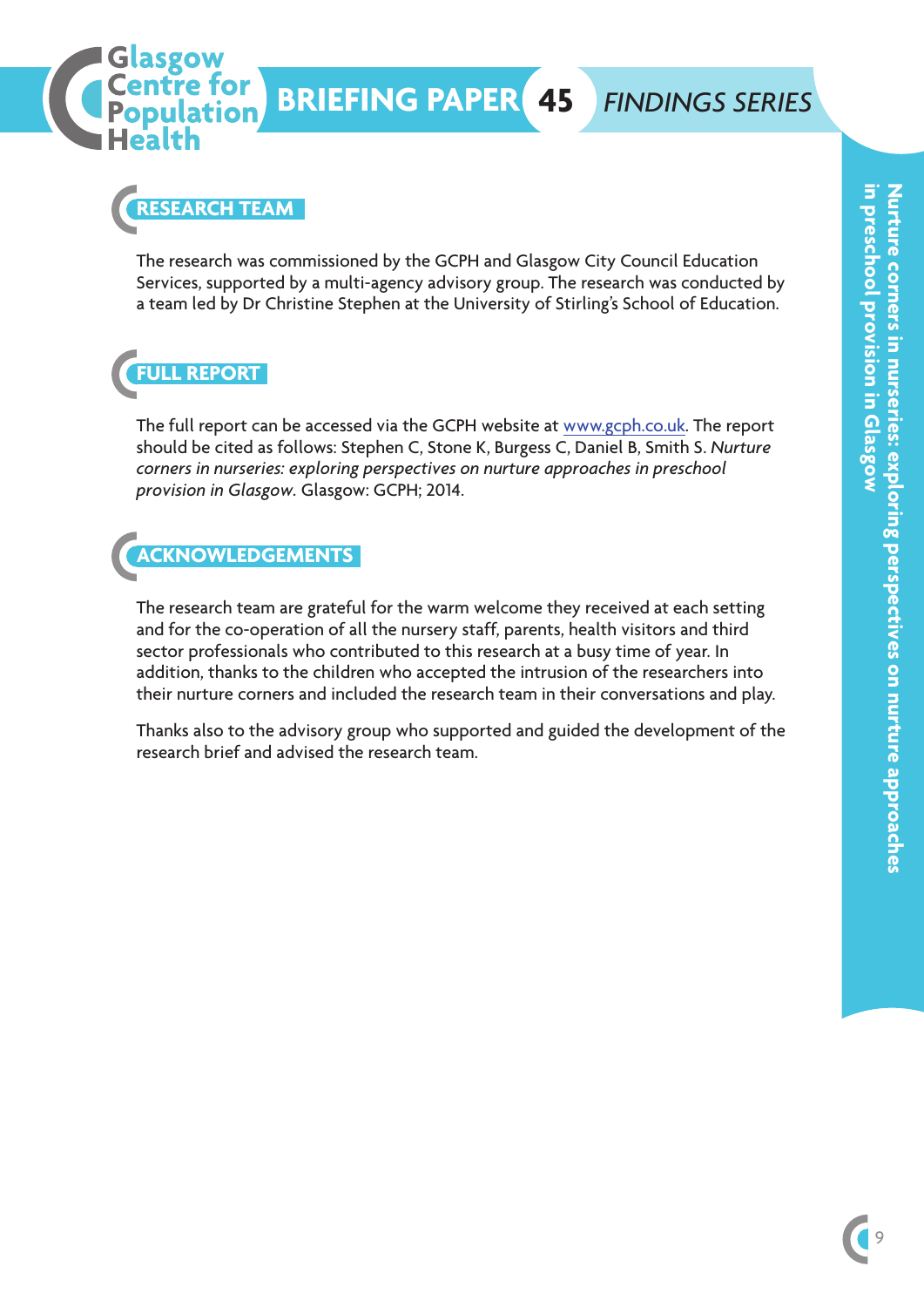## RESEARCH TEAM

The research was commissioned by the GCPH and Glasgow City Council Education Services, supported by a multi-agency advisory group. The research was conducted by a team led by Dr Christine Stephen at the University of Stirling's School of Education.

## FULL REPORT

The full report can be accessed via the GCPH website at www.gcph.co.uk. The report should be cited as follows: Stephen C, Stone K, Burgess C, Daniel B, Smith S. *Nurture corners in nurseries: exploring perspectives on nurture approaches in preschool provision in Glasgow.* Glasgow: GCPH; 2014.

## ACKNOWLEDGEMENTS

The research team are grateful for the warm welcome they received at each setting and for the co-operation of all the nursery staff, parents, health visitors and third sector professionals who contributed to this research at a busy time of year. In addition, thanks to the children who accepted the intrusion of the researchers into their nurture corners and included the research team in their conversations and play.

Thanks also to the advisory group who supported and guided the development of the research brief and advised the research team.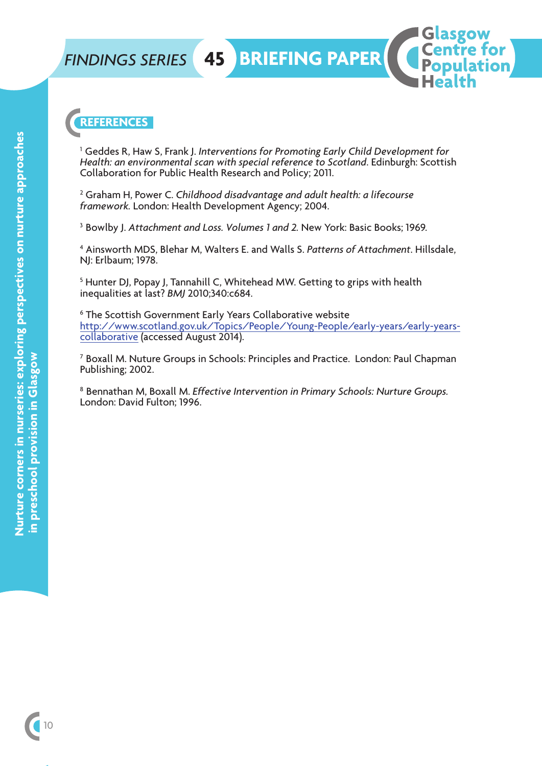## REFERENCES

[1] Geddes R, Haw S, Frank J. *Interventions for Promoting Early Child Development for Health: an environmental scan with special reference to Scotland*. Edinburgh: Scottish Collaboration for Public Health Research and Policy; 2011.

[2] Graham H, Power C. *Childhood disadvantage and adult health: a lifecourse framework*. London: Health Development Agency; 2004.

[3] Bowlby J. *Attachment and Loss. Volumes 1 and 2.* New York: Basic Books; 1969.

[4] Ainsworth MDS, Blehar M, Walters E. and Walls S. *Patterns of Attachment*. Hillsdale, NJ: Erlbaum; 1978.

[5] Hunter DJ, Popay J, Tannahill C, Whitehead MW. Getting to grips with health inequalities at last? *BMJ* 2010;340:c684.

[6] The Scottish Government Early Years Collaborative website http://www.scotland.gov.uk/Topics/People/Young-People/early-years/early-years-collaborative (accessed August 2014).

[7] Boxall M. Nuture Groups in Schools: Principles and Practice. London: Paul Chapman Publishing; 2002.

[8] Bennathan M, Boxall M. *Effective Intervention in Primary Schools: Nurture Groups.* London: David Fulton; 1996.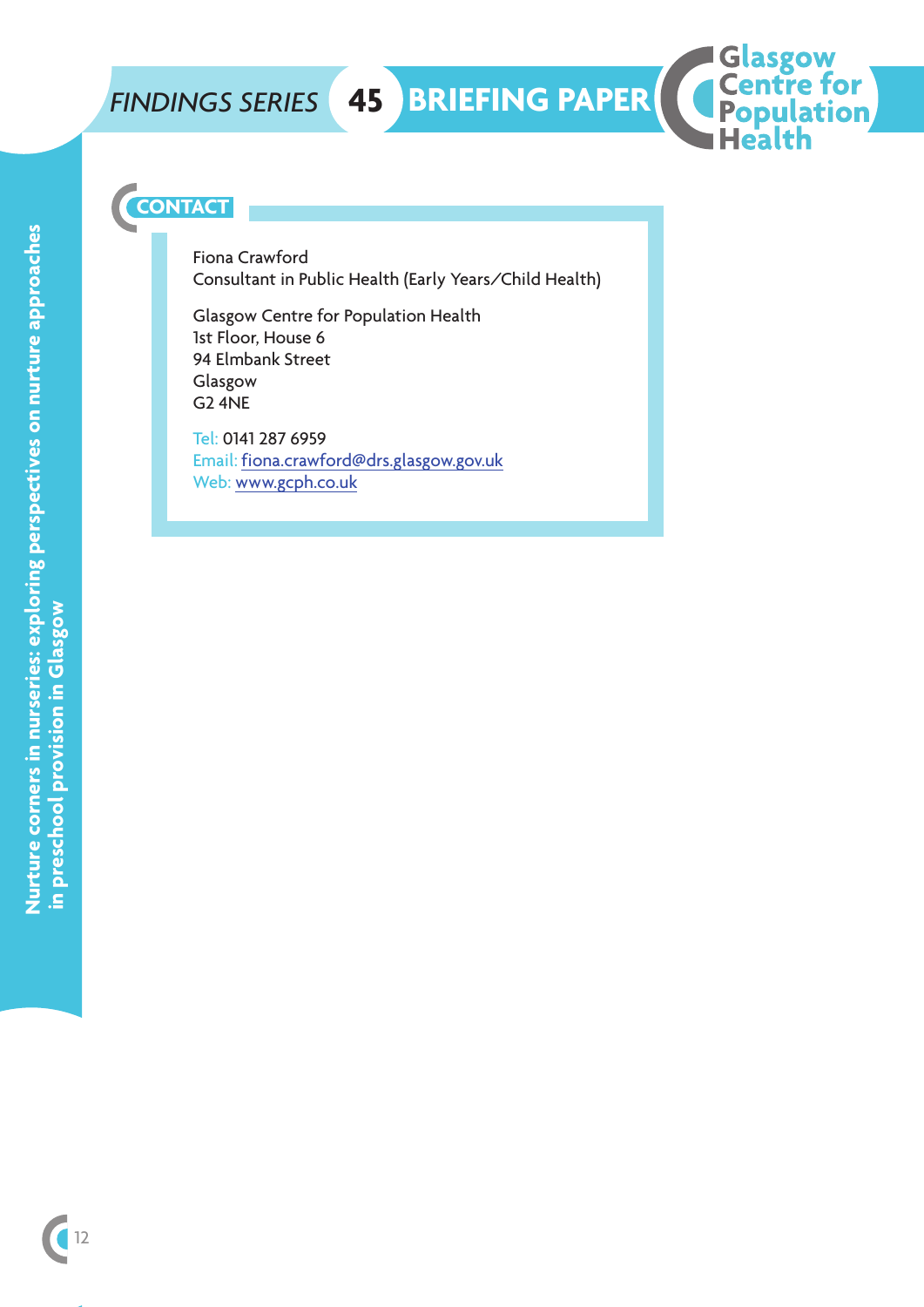## CONTACT

Fiona Crawford
Consultant in Public Health (Early Years/Child Health)

Glasgow Centre for Population Health
1st Floor, House 6
94 Elmbank Street
Glasgow
G2 4NE

Tel: 0141 287 6959
Email: fiona.crawford@drs.glasgow.gov.uk
Web: www.gcph.co.uk